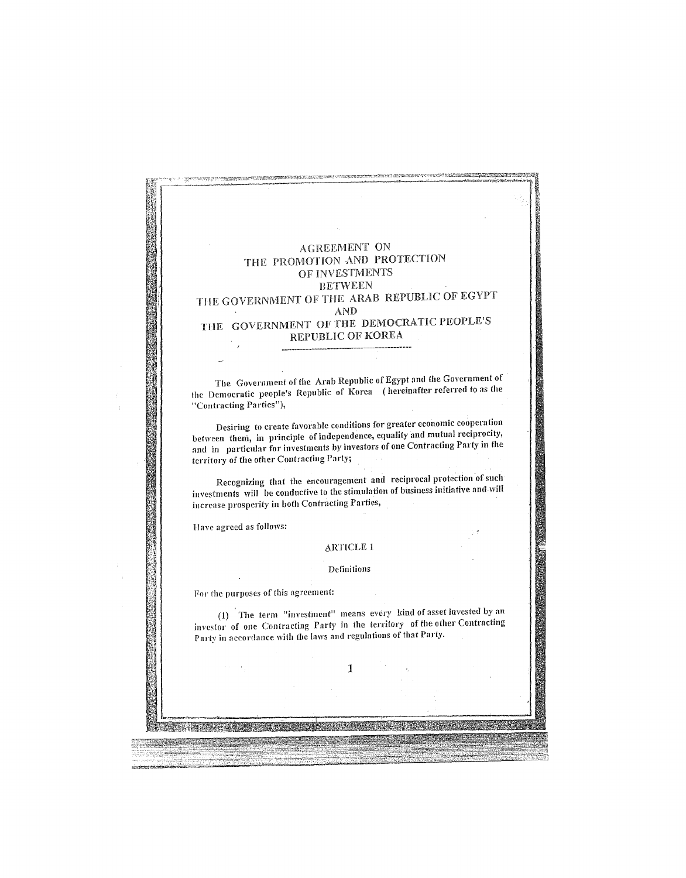# AGREEMENT ON THE PROMOTION AND PROTECTION OF INVESTMENTS BETWEEN THE GOVERNMENT OF THE ARAB REPUBLIC OF EGYPT AND THE GOVERNMENT OF THE DEMOCRATIC PEOPLE'S REPUBLIC OF KOREA

The Government of the Arab Republic of Egypt and the Government of the Democratic people's Republic of Korea (hereinafter referred to as the "Contracting Parties"),

Desiring to create favorable conditions for greater economic cooperation between them, in principle of independence, equality and mutual reciprocity, and in particular for investments by investors of one Contracting Party in the territory of the other Contracting Party;

Recognizing that the encouragement and reciprocal protection of such investments will be conductive to the stimulation of business initiative and will increase prosperity in both Contracting Parties,

Have agreed as follows:

## ARTICLE 1

### Definitions

For the purposes of this agreement:

(1) The term "investment" means every kind of asset invested by an investor of one Contracting Party in the territory of the other Contracting Party in accordance with the laws and regulations of that Party.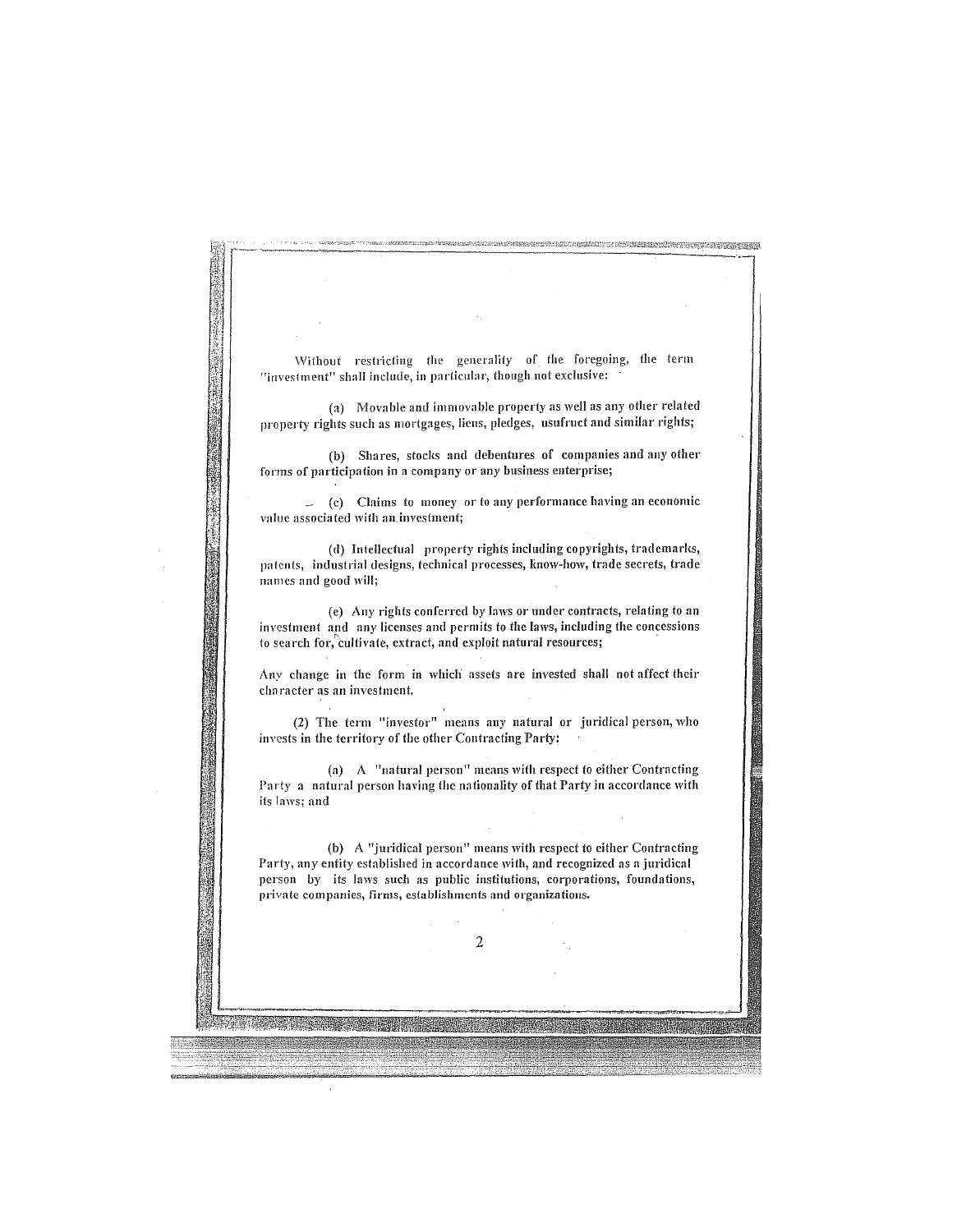Without restricting the generality of the foregoing, the term "investment" shall include, in particular, though not exclusive:

(a) Movable and immovable property as well as any other related property rights such as mortgages, liens, pledges, usufruct and similar rights;

(b) Shares, stocks and debentures of companies and any other forms of participation in a company or any business enterprise;

(c) Claims to money or to any performance having an economic value associated with an investment;

(d) Intellectual property rights including copyrights, trademarks, patents, industrial designs, technical processes, know-how, trade secrets, trade names and good will;

(e) Any rights conferred by laws or under contracts, relating to an investment and any licenses and permits to the laws, including the concessions to search for, cultivate, extract, and exploit natural resources;

Any change in the form in which assets are invested shall not affect their character as an investment.

(2) The term "investor" means any natural or juridical person, who invests in the territory of the other Contracting Party:

(a) A "natural person" means with respect to either Contracting Party a natural person having the nationality of that Party in accordance with its laws; and

(b) A "juridical person" means with respect to either Contracting Party, any entity established in accordance with, and recognized as a juridical person by its laws such as public institutions, corporations, foundations, private companies, firms, establishments and organizations.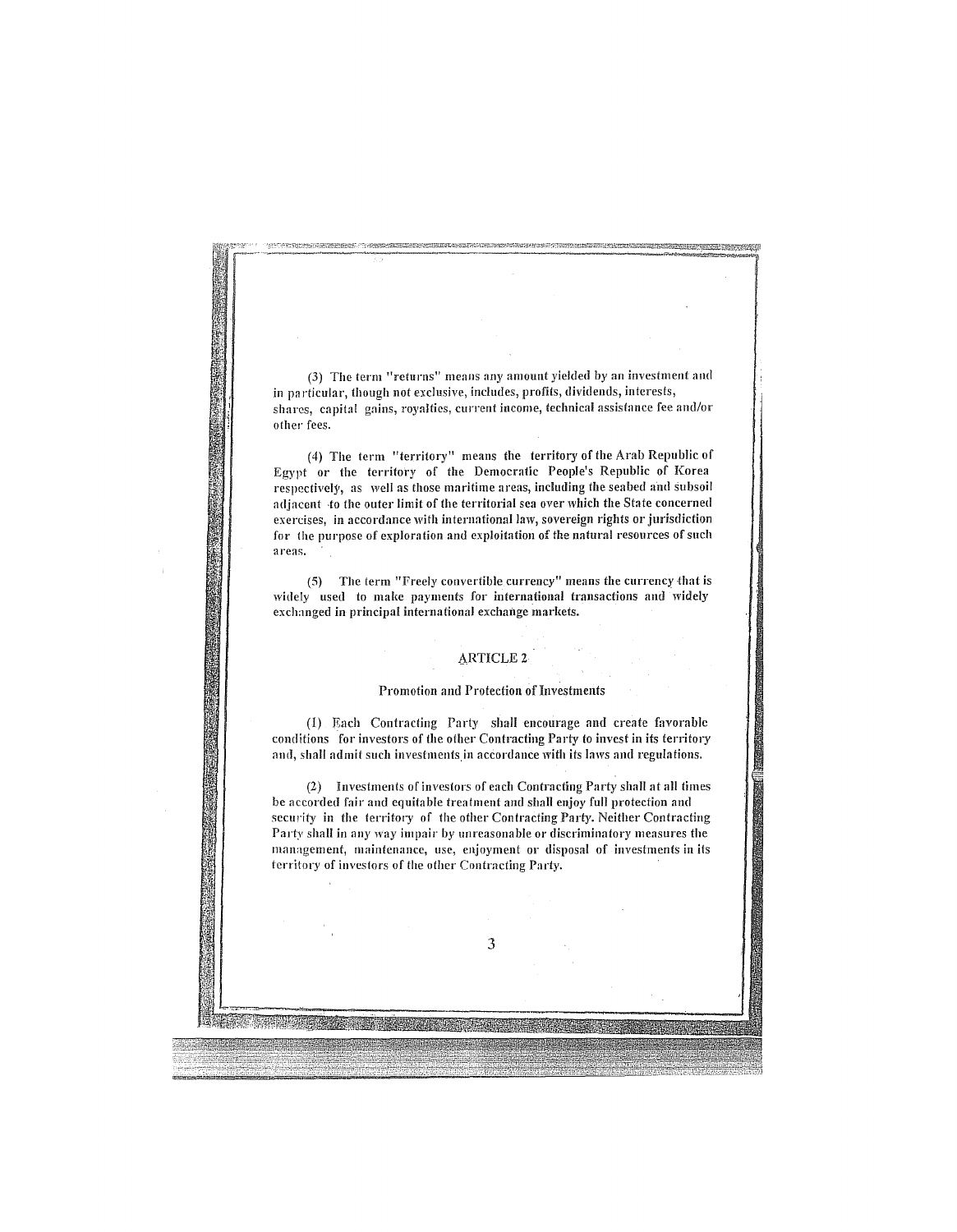(3) The term "returns" means any amount yielded by an investment and in particular, though not exclusive, includes, profits, dividends, interests, shares, capital gains, royalties, current income, technical assistance fee and/or other fees.

(4) The term "territory" means the territory of the Arab Republic of Egypt or the territory of the Democratic People's Republic of Korea respectively, as well as those maritime areas, including the seabed and subsoil adjacent to the outer limit of the territorial sea over which the State concerned exercises, in accordance with international law, sovereign rights or jurisdiction for the purpose of exploration and exploitation of the natural resources of such areas.

(5) The term "Freely convertible currency" means the currency that is widely used to make payments for international transactions and widely exchanged in principal international exchange markets.

## ARTICLE 2

### Promotion and Protection of Investments

(1) Each Contracting Party shall encourage and create favorable conditions for investors of the other Contracting Party to invest in its territory and, shall admit such investments in accordance with its laws and regulations.

(2) Investments of investors of each Contracting Party shall at all times be accorded fair and equitable treatment and shall enjoy full protection and security in the territory of the other Contracting Party. Neither Contracting Party shall in any way impair by unreasonable or discriminatory measures the management, maintenance, use, enjoyment or disposal of investments in its territory of investors of the other Contracting Party.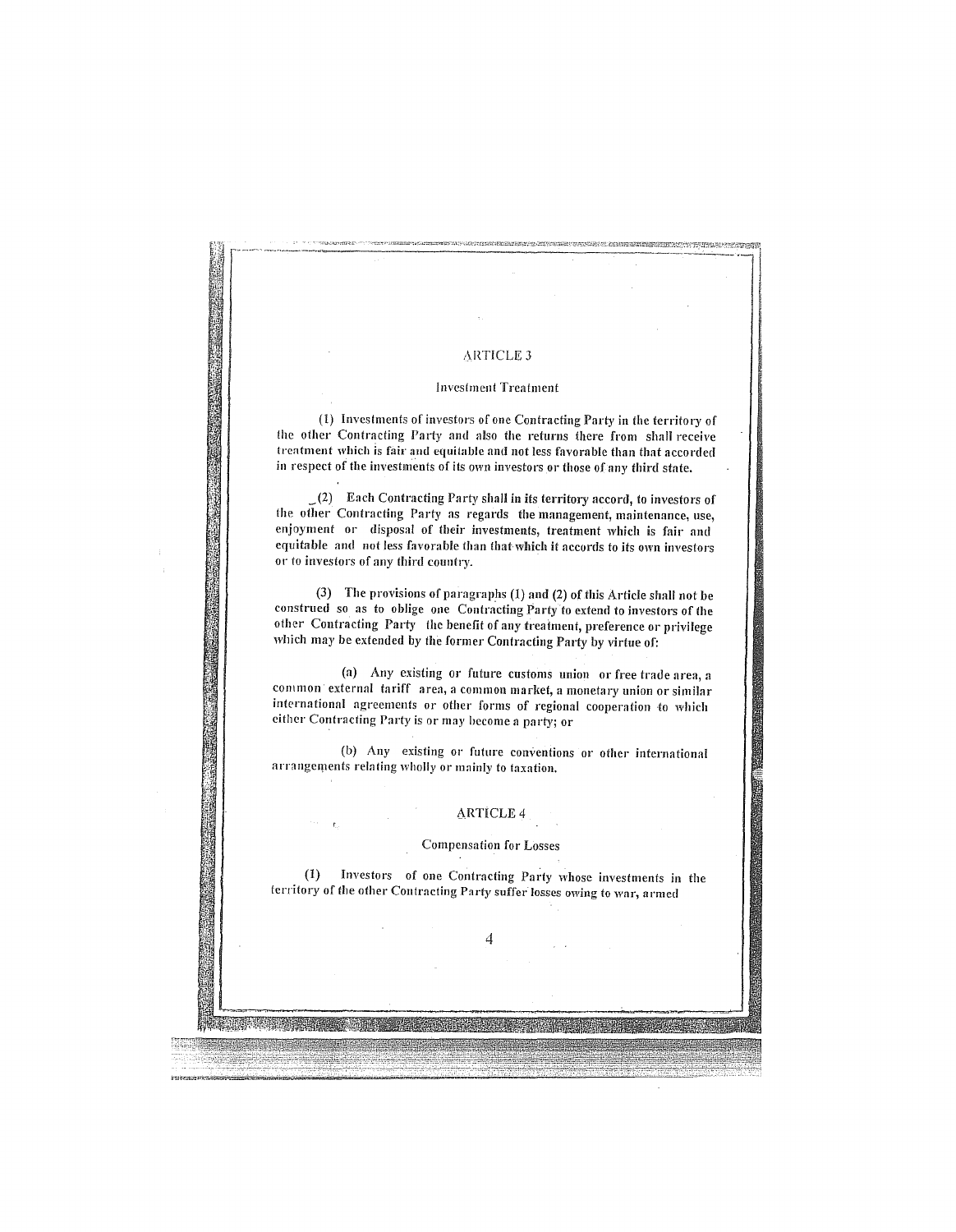## ARTICLE 3

### Investment Treatment

(1) Investments of investors of one Contracting Party in the territory of the other Contracting Party and also the returns there from shall receive treatment which is fair and equitable and not less favorable than that accorded in respect of the investments of its own investors or those of any third state.

(2) Each Contracting Party shall in its territory accord, to investors of the other Contracting Party as regards the management, maintenance, use, enjoyment or disposal of their investments, treatment which is fair and equitable and not less favorable than that which it accords to its own investors or to investors of any third country.

(3) The provisions of paragraphs (1) and (2) of this Article shall not be construed so as to oblige one Contracting Party to extend to investors of the other Contracting Party the benefit of any treatment, preference or privilege which may be extended by the former Contracting Party by virtue of:

(a) Any existing or future customs union or free trade area, a common external tariff area, a common market, a monetary union or similar international agreements or other forms of regional cooperation to which either Contracting Party is or may become a party; or

(b) Any existing or future conventions or other international arrangements relating wholly or mainly to taxation.

## ARTICLE 4

### Compensation for Losses

(1) Investors of one Contracting Party whose investments in the territory of the other Contracting Party suffer losses owing to war, armed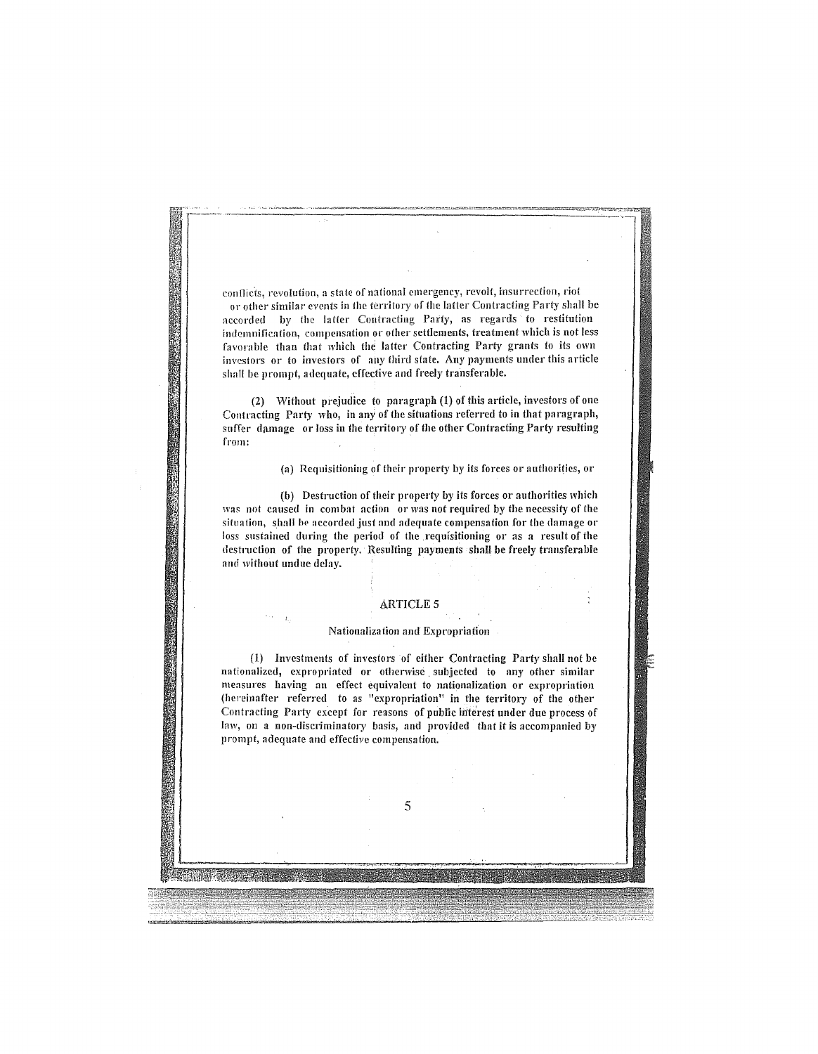conflicts, revolution, a state of national emergency, revolt, insurrection, riot or other similar events in the territory of the latter Contracting Party shall be accorded by the latter Contracting Party, as regards to restitution indemnification, compensation or other settlements, treatment which is not less favorable than that which the latter Contracting Party grants to its own investors or to investors of any third state. Any payments under this article shall be prompt, adequate, effective and freely transferable.

(2) Without prejudice to paragraph (1) of this article, investors of one Contracting Party who, in any of the situations referred to in that paragraph, suffer damage or loss in the territory of the other Contracting Party resulting from:

(a) Requisitioning of their property by its forces or authorities, or

(b) Destruction of their property by its forces or authorities which was not caused in combat action or was not required by the necessity of the situation, shall be accorded just and adequate compensation for the damage or loss sustained during the period of the requisitioning or as a result of the destruction of the property. Resulting payments shall be freely transferable and without undue delay.

## ARTICLE 5

### Nationalization and Expropriation

(1) Investments of investors of either Contracting Party shall not be nationalized, expropriated or otherwise subjected to any other similar measures having an effect equivalent to nationalization or expropriation (hereinafter referred to as "expropriation" in the territory of the other Contracting Party except for reasons of public interest under due process of law, on a non-discriminatory basis, and provided that it is accompanied by prompt, adequate and effective compensation.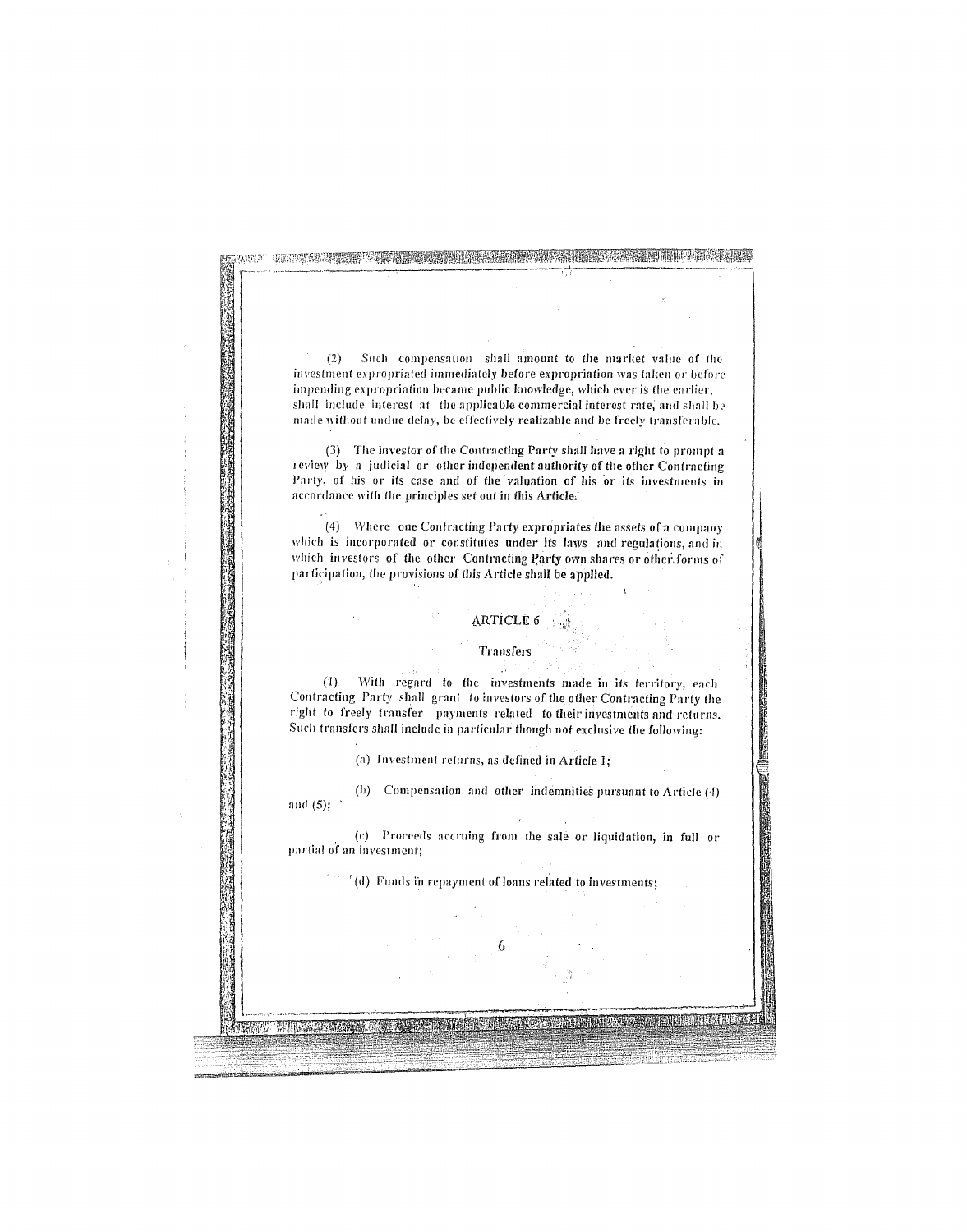(2) Such compensation shall amount to the market value of the investment expropriated immediately before expropriation was taken or before impending expropriation became public knowledge, which ever is the earlier, shall include interest at the applicable commercial interest rate, and shall be made without undue delay, be effectively realizable and be freely transferable.

(3) The investor of the Contracting Party shall have a right to prompt a review by a judicial or other independent authority of the other Contracting Party, of his or its case and of the valuation of his or its investments in accordance with the principles set out in this Article.

(4) Where one Contracting Party expropriates the assets of a company which is incorporated or constitutes under its laws and regulations, and in which investors of the other Contracting Party own shares or other forms of participation, the provisions of this Article shall be applied.

## ARTICLE 6

### Transfers

(1) With regard to the investments made in its territory, each Contracting Party shall grant to investors of the other Contracting Party the right to freely transfer payments related to their investments and returns. Such transfers shall include in particular though not exclusive the following:

(a) Investment returns, as defined in Article 1;

(b) Compensation and other indemnities pursuant to Article (4) and (5);

(c) Proceeds accruing from the sale or liquidation, in full or partial of an investment;

(d) Funds in repayment of loans related to investments;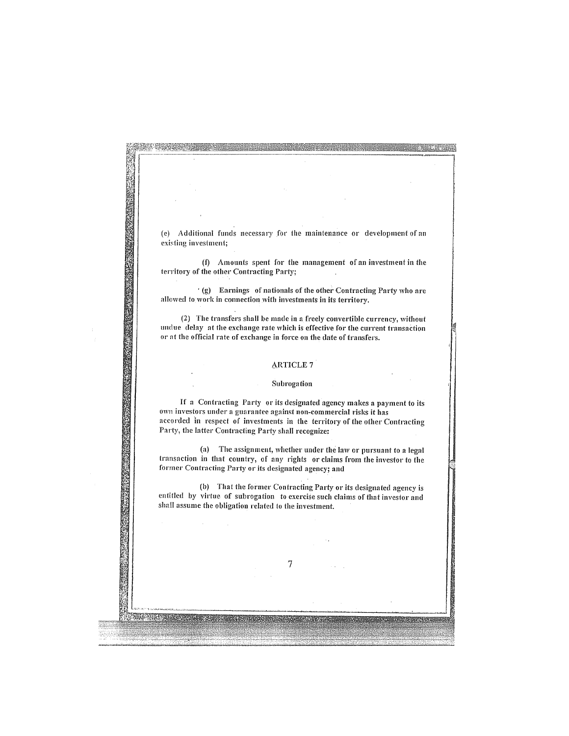(e) Additional funds necessary for the maintenance or development of an existing investment;

(f) Amounts spent for the management of an investment in the territory of the other Contracting Party;

(g) Earnings of nationals of the other Contracting Party who are allowed to work in connection with investments in its territory.

(2) The transfers shall be made in a freely convertible currency, without undue delay at the exchange rate which is effective for the current transaction or at the official rate of exchange in force on the date of transfers.

## ARTICLE 7

### Subrogation

If a Contracting Party or its designated agency makes a payment to its own investors under a guarantee against non-commercial risks it has accorded in respect of investments in the territory of the other Contracting Party, the latter Contracting Party shall recognize:

(a) The assignment, whether under the law or pursuant to a legal transaction in that country, of any rights or claims from the investor to the former Contracting Party or its designated agency; and

(b) That the former Contracting Party or its designated agency is entitled by virtue of subrogation to exercise such claims of that investor and shall assume the obligation related to the investment.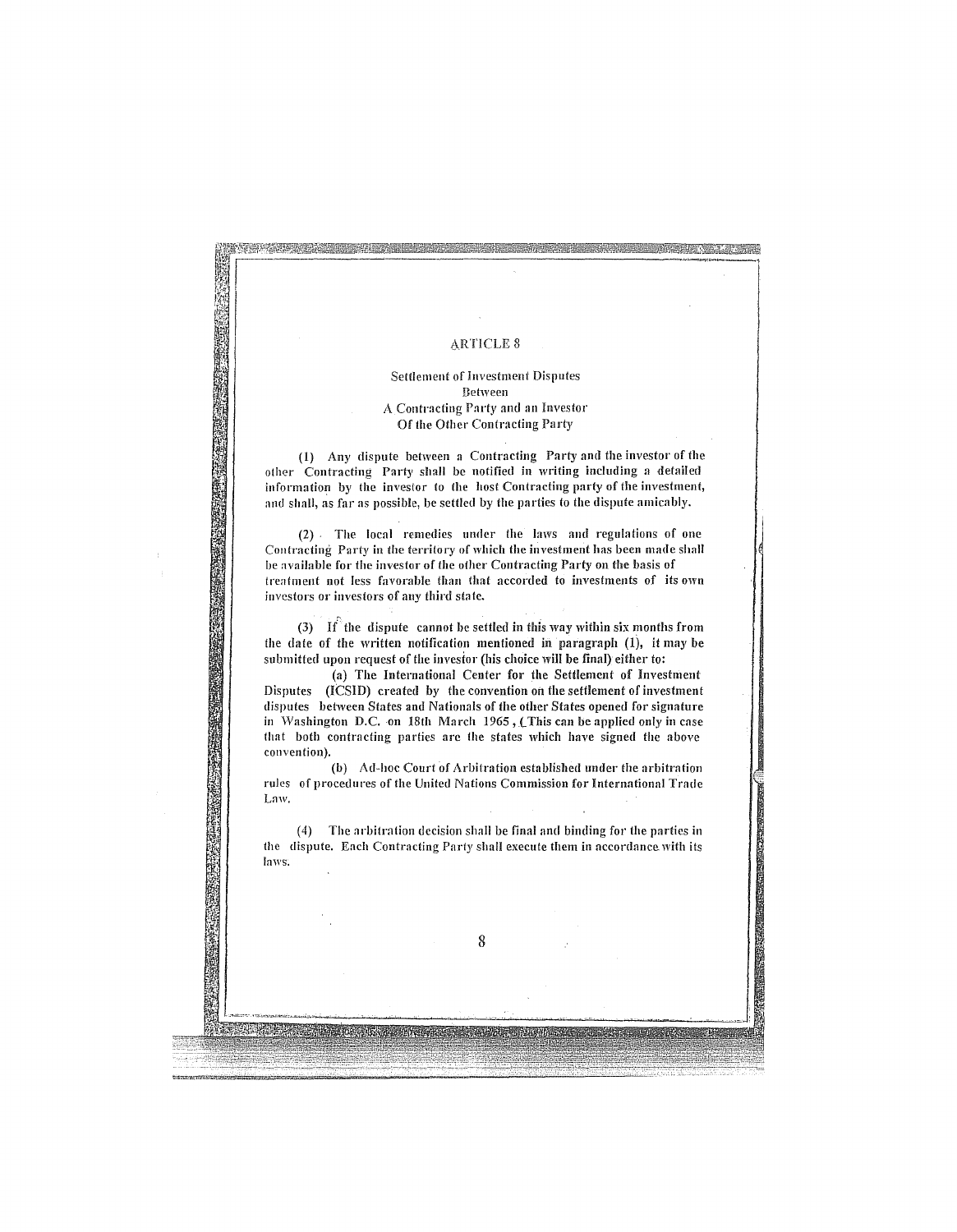# ARTICLE 8

## Settlement of Investment Disputes Between A Contracting Party and an Investor Of the Other Contracting Party

(1) Any dispute between a Contracting Party and the investor of the other Contracting Party shall be notified in writing including a detailed information by the investor to the host Contracting party of the investment, and shall, as far as possible, be settled by the parties to the dispute amicably.

(2) The local remedies under the laws and regulations of one Contracting Party in the territory of which the investment has been made shall be available for the investor of the other Contracting Party on the basis of treatment not less favorable than that accorded to investments of its own investors or investors of any third state.

(3) If the dispute cannot be settled in this way within six months from the date of the written notification mentioned in paragraph (1), it may be submitted upon request of the investor (his choice will be final) either to:

(a) The International Center for the Settlement of Investment Disputes (ICSID) created by the convention on the settlement of investment disputes between States and Nationals of the other States opened for signature in Washington D.C. on 18th March 1965, (This can be applied only in case that both contracting parties are the states which have signed the above convention).

(b) Ad-hoc Court of Arbitration established under the arbitration rules of procedures of the United Nations Commission for International Trade Law.

(4) The arbitration decision shall be final and binding for the parties in the dispute. Each Contracting Party shall execute them in accordance with its laws.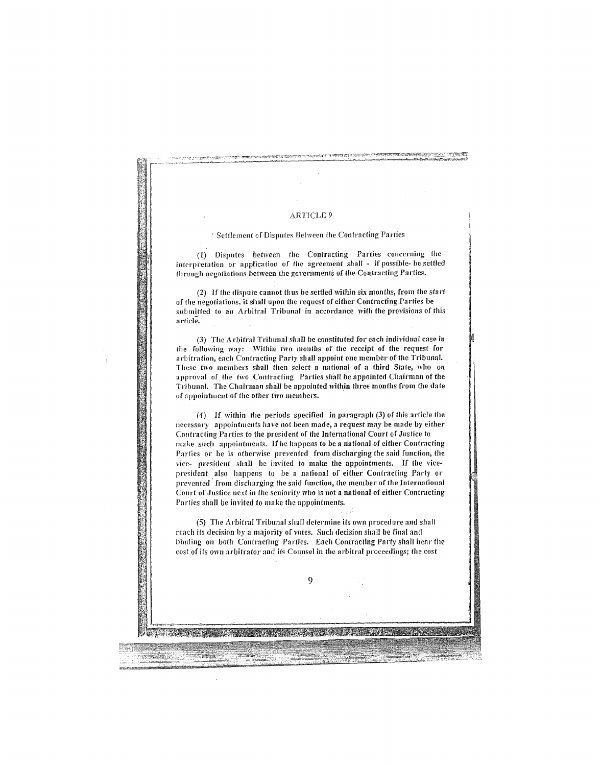## ARTICLE 9

### Settlement of Disputes Between the Contracting Parties

(1) Disputes between the Contracting Parties concerning the interpretation or application of the agreement shall - if possible- be settled through negotiations between the governments of the Contracting Parties.

(2) If the dispute cannot thus be settled within six months, from the start of the negotiations, it shall upon the request of either Contracting Parties be submitted to an Arbitral Tribunal in accordance with the provisions of this article.

(3) The Arbitral Tribunal shall be constituted for each individual case in the following way: Within two months of the receipt of the request for arbitration, each Contracting Party shall appoint one member of the Tribunal. These two members shall then select a national of a third State, who on approval of the two Contracting Parties shall be appointed Chairman of the Tribunal. The Chairman shall be appointed within three months from the date of appointment of the other two members.

(4) If within the periods specified in paragraph (3) of this article the necessary appointments have not been made, a request may be made by either Contracting Parties to the president of the International Court of Justice to make such appointments. If he happens to be a national of either Contracting Parties or he is otherwise prevented from discharging the said function, the vice- president shall be invited to make the appointments. If the vice-president also happens to be a national of either Contracting Party or prevented from discharging the said function, the member of the International Court of Justice next in the seniority who is not a national of either Contracting Parties shall be invited to make the appointments.

(5) The Arbitral Tribunal shall determine its own procedure and shall reach its decision by a majority of votes. Such decision shall be final and binding on both Contracting Parties. Each Contracting Party shall bear the cost of its own arbitrator and its Counsel in the arbitral proceedings; the cost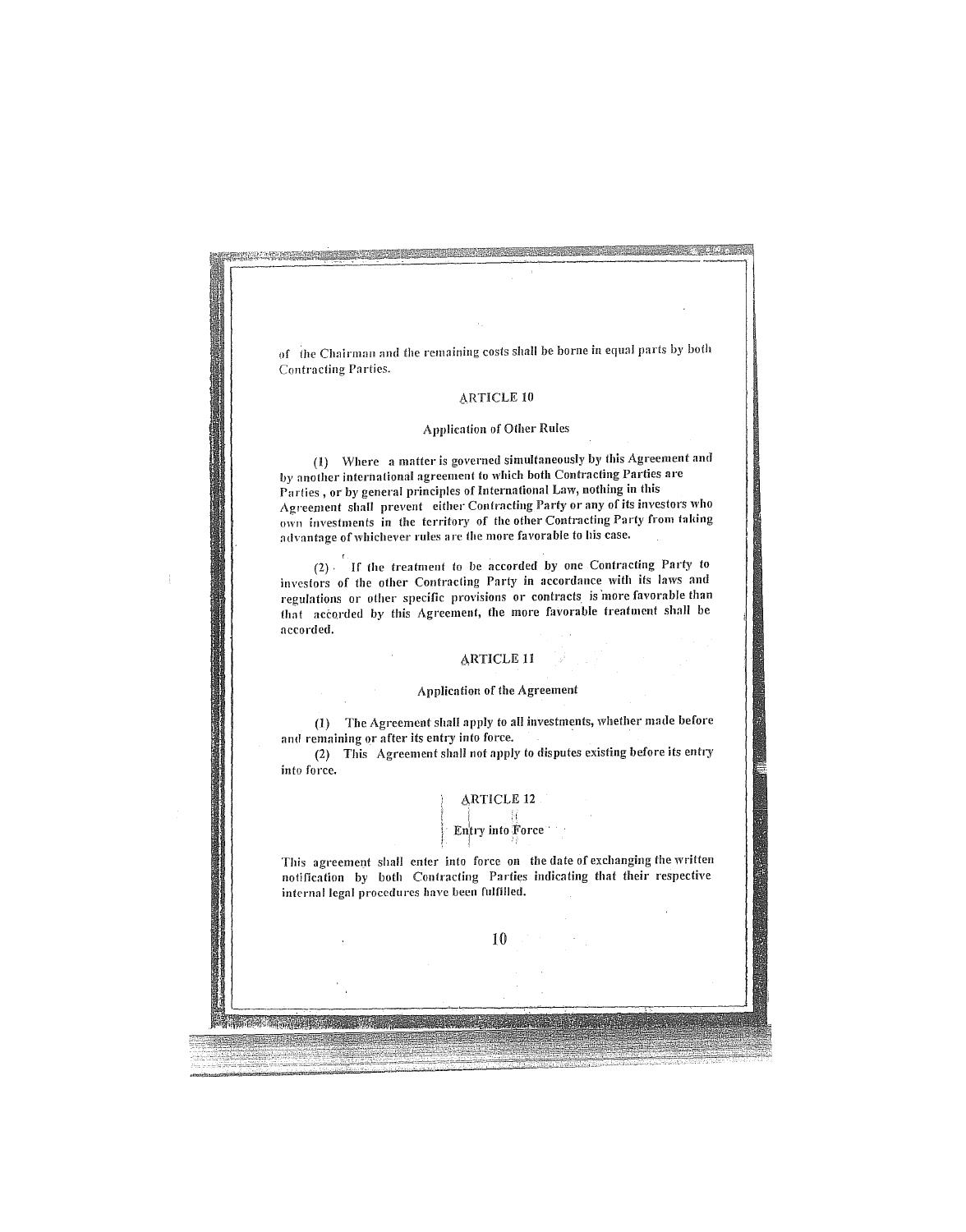of the Chairman and the remaining costs shall be borne in equal parts by both Contracting Parties.

## ARTICLE 10

### Application of Other Rules

(1) Where a matter is governed simultaneously by this Agreement and by another international agreement to which both Contracting Parties are Parties , or by general principles of International Law, nothing in this Agreement shall prevent either Contracting Party or any of its investors who own investments in the territory of the other Contracting Party from taking advantage of whichever rules are the more favorable to his case.

(2) If the treatment to be accorded by one Contracting Party to investors of the other Contracting Party in accordance with its laws and regulations or other specific provisions or contracts is more favorable than that accorded by this Agreement, the more favorable treatment shall be accorded.

## ARTICLE 11

### Application of the Agreement

(1) The Agreement shall apply to all investments, whether made before and remaining or after its entry into force.

(2) This Agreement shall not apply to disputes existing before its entry into force.

## ARTICLE 12

### Entry into Force

This agreement shall enter into force on the date of exchanging the written notification by both Contracting Parties indicating that their respective internal legal procedures have been fulfilled.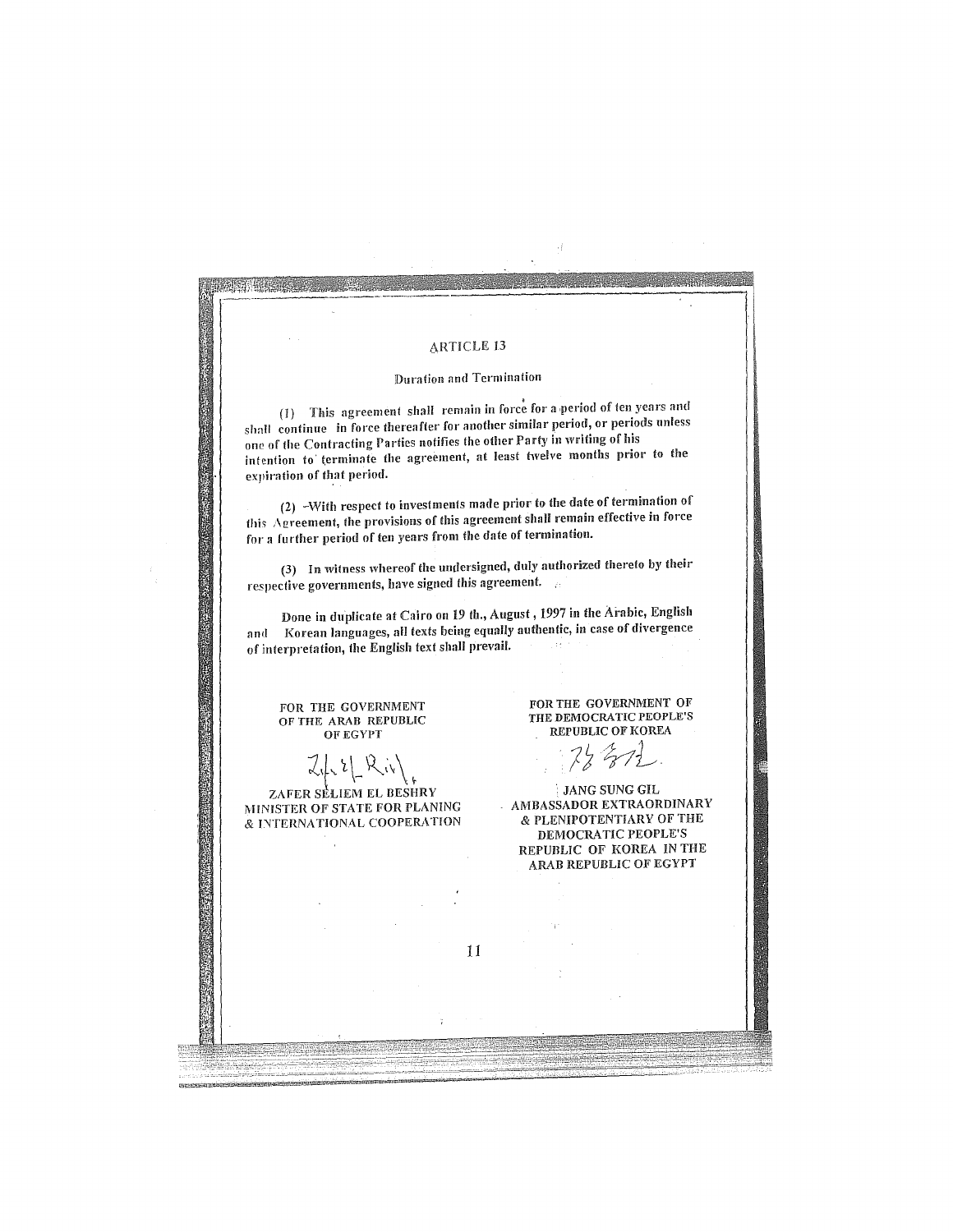## ARTICLE 13

### Duration and Termination

(1) This agreement shall remain in force for a period of ten years and shall continue in force thereafter for another similar period, or periods unless one of the Contracting Parties notifies the other Party in writing of his intention to terminate the agreement, at least twelve months prior to the expiration of that period.

(2) -With respect to investments made prior to the date of termination of this Agreement, the provisions of this agreement shall remain effective in force for a further period of ten years from the date of termination.

(3) In witness whereof the undersigned, duly authorized thereto by their respective governments, have signed this agreement.

Done in duplicate at Cairo on 19 th., August, 1997 in the Arabic, English and Korean languages, all texts being equally authentic, in case of divergence of interpretation, the English text shall prevail.

FOR THE GOVERNMENT OF THE ARAB REPUBLIC OF EGYPT

ZAFER SELIEM EL BESHRY
MINISTER OF STATE FOR PLANING & INTERNATIONAL COOPERATION

FOR THE GOVERNMENT OF THE DEMOCRATIC PEOPLE'S REPUBLIC OF KOREA

장성길

JANG SUNG GIL
AMBASSADOR EXTRAORDINARY & PLENIPOTENTIARY OF THE DEMOCRATIC PEOPLE'S REPUBLIC OF KOREA IN THE ARAB REPUBLIC OF EGYPT